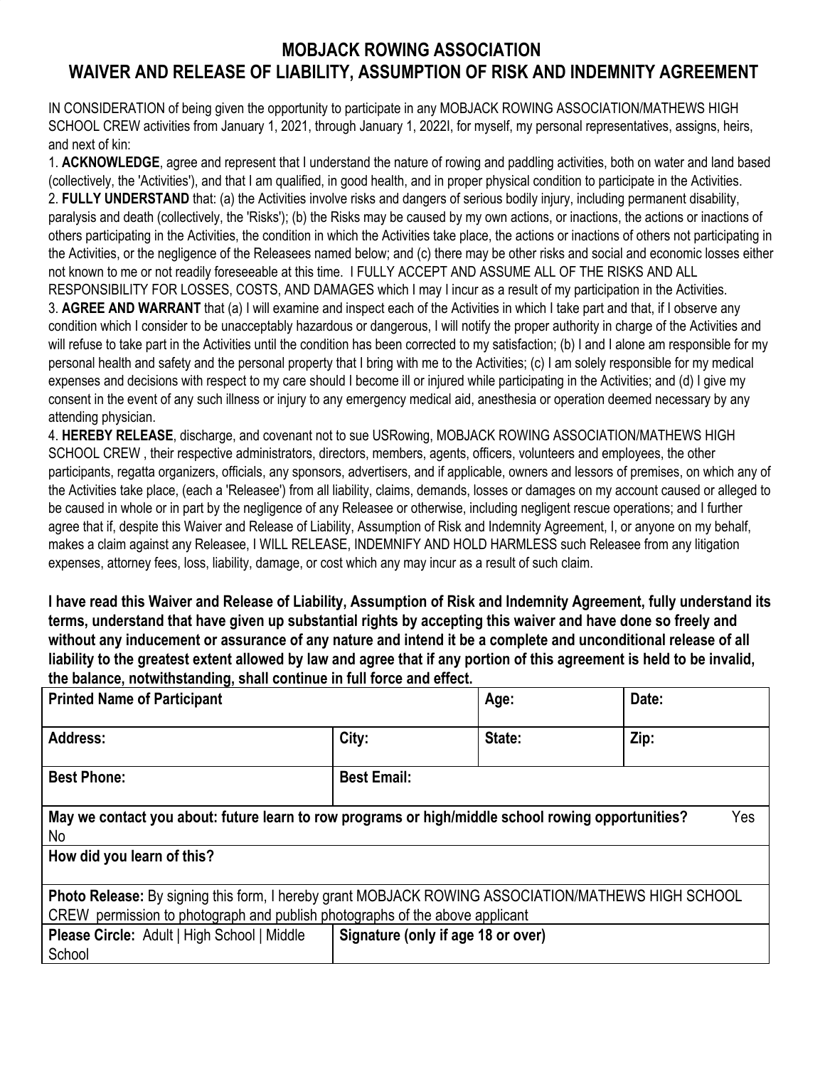# MOBJACK ROWING ASSOCIATION
## WAIVER AND RELEASE OF LIABILITY, ASSUMPTION OF RISK AND INDEMNITY AGREEMENT

IN CONSIDERATION of being given the opportunity to participate in any MOBJACK ROWING ASSOCIATION/MATHEWS HIGH SCHOOL CREW activities from January 1, 2021, through January 1, 2022I, for myself, my personal representatives, assigns, heirs, and next of kin:

1. **ACKNOWLEDGE**, agree and represent that I understand the nature of rowing and paddling activities, both on water and land based (collectively, the 'Activities'), and that I am qualified, in good health, and in proper physical condition to participate in the Activities.
2. **FULLY UNDERSTAND** that: (a) the Activities involve risks and dangers of serious bodily injury, including permanent disability, paralysis and death (collectively, the 'Risks'); (b) the Risks may be caused by my own actions, or inactions, the actions or inactions of others participating in the Activities, the condition in which the Activities take place, the actions or inactions of others not participating in the Activities, or the negligence of the Releasees named below; and (c) there may be other risks and social and economic losses either not known to me or not readily foreseeable at this time. I FULLY ACCEPT AND ASSUME ALL OF THE RISKS AND ALL RESPONSIBILITY FOR LOSSES, COSTS, AND DAMAGES which I may I incur as a result of my participation in the Activities.
3. **AGREE AND WARRANT** that (a) I will examine and inspect each of the Activities in which I take part and that, if I observe any condition which I consider to be unacceptably hazardous or dangerous, I will notify the proper authority in charge of the Activities and will refuse to take part in the Activities until the condition has been corrected to my satisfaction; (b) I and I alone am responsible for my personal health and safety and the personal property that I bring with me to the Activities; (c) I am solely responsible for my medical expenses and decisions with respect to my care should I become ill or injured while participating in the Activities; and (d) I give my consent in the event of any such illness or injury to any emergency medical aid, anesthesia or operation deemed necessary by any attending physician.
4. **HEREBY RELEASE**, discharge, and covenant not to sue USRowing, MOBJACK ROWING ASSOCIATION/MATHEWS HIGH SCHOOL CREW , their respective administrators, directors, members, agents, officers, volunteers and employees, the other participants, regatta organizers, officials, any sponsors, advertisers, and if applicable, owners and lessors of premises, on which any of the Activities take place, (each a 'Releasee') from all liability, claims, demands, losses or damages on my account caused or alleged to be caused in whole or in part by the negligence of any Releasee or otherwise, including negligent rescue operations; and I further agree that if, despite this Waiver and Release of Liability, Assumption of Risk and Indemnity Agreement, I, or anyone on my behalf, makes a claim against any Releasee, I WILL RELEASE, INDEMNIFY AND HOLD HARMLESS such Releasee from any litigation expenses, attorney fees, loss, liability, damage, or cost which any may incur as a result of such claim.

**I have read this Waiver and Release of Liability, Assumption of Risk and Indemnity Agreement, fully understand its terms, understand that have given up substantial rights by accepting this waiver and have done so freely and without any inducement or assurance of any nature and intend it be a complete and unconditional release of all liability to the greatest extent allowed by law and agree that if any portion of this agreement is held to be invalid, the balance, notwithstanding, shall continue in full force and effect.**

| **Printed Name of Participant** | | **Age:** | **Date:** |
|---|---|---|---|
| **Address:** | **City:** | **State:** | **Zip:** |
| **Best Phone:** | **Best Email:** | | |
| **May we contact you about: future learn to row programs or high/middle school rowing opportunities?** Yes No | | | |
| **How did you learn of this?** | | | |
| **Photo Release:** By signing this form, I hereby grant MOBJACK ROWING ASSOCIATION/MATHEWS HIGH SCHOOL CREW permission to photograph and publish photographs of the above applicant | | | |
| **Please Circle:** Adult \| High School \| Middle School | **Signature (only if age 18 or over)** | | |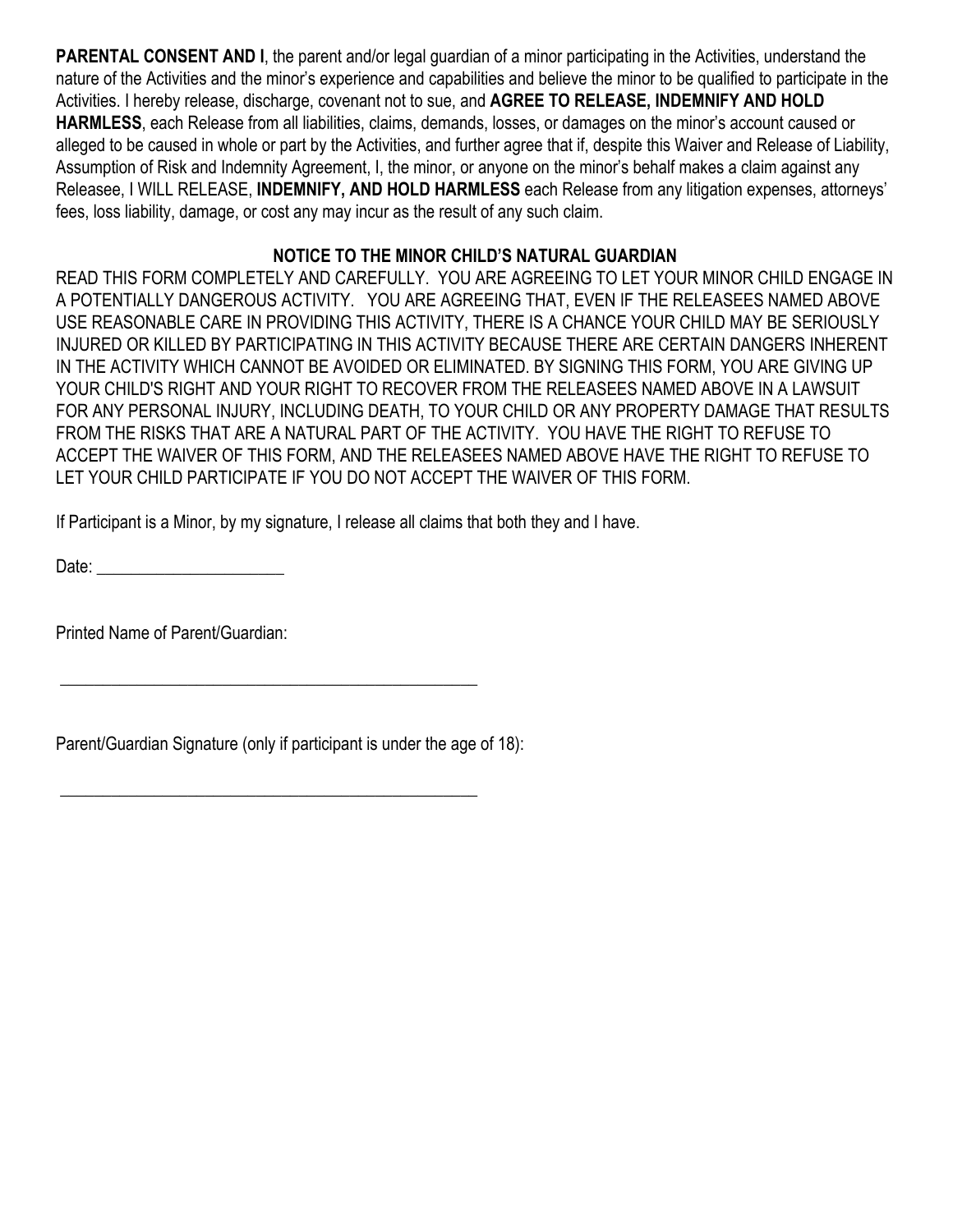**PARENTAL CONSENT AND I**, the parent and/or legal guardian of a minor participating in the Activities, understand the nature of the Activities and the minor's experience and capabilities and believe the minor to be qualified to participate in the Activities. I hereby release, discharge, covenant not to sue, and **AGREE TO RELEASE, INDEMNIFY AND HOLD HARMLESS**, each Release from all liabilities, claims, demands, losses, or damages on the minor's account caused or alleged to be caused in whole or part by the Activities, and further agree that if, despite this Waiver and Release of Liability, Assumption of Risk and Indemnity Agreement, I, the minor, or anyone on the minor's behalf makes a claim against any Releasee, I WILL RELEASE, **INDEMNIFY, AND HOLD HARMLESS** each Release from any litigation expenses, attorneys' fees, loss liability, damage, or cost any may incur as the result of any such claim.

**NOTICE TO THE MINOR CHILD'S NATURAL GUARDIAN**

READ THIS FORM COMPLETELY AND CAREFULLY. YOU ARE AGREEING TO LET YOUR MINOR CHILD ENGAGE IN A POTENTIALLY DANGEROUS ACTIVITY. YOU ARE AGREEING THAT, EVEN IF THE RELEASEES NAMED ABOVE USE REASONABLE CARE IN PROVIDING THIS ACTIVITY, THERE IS A CHANCE YOUR CHILD MAY BE SERIOUSLY INJURED OR KILLED BY PARTICIPATING IN THIS ACTIVITY BECAUSE THERE ARE CERTAIN DANGERS INHERENT IN THE ACTIVITY WHICH CANNOT BE AVOIDED OR ELIMINATED. BY SIGNING THIS FORM, YOU ARE GIVING UP YOUR CHILD'S RIGHT AND YOUR RIGHT TO RECOVER FROM THE RELEASEES NAMED ABOVE IN A LAWSUIT FOR ANY PERSONAL INJURY, INCLUDING DEATH, TO YOUR CHILD OR ANY PROPERTY DAMAGE THAT RESULTS FROM THE RISKS THAT ARE A NATURAL PART OF THE ACTIVITY. YOU HAVE THE RIGHT TO REFUSE TO ACCEPT THE WAIVER OF THIS FORM, AND THE RELEASEES NAMED ABOVE HAVE THE RIGHT TO REFUSE TO LET YOUR CHILD PARTICIPATE IF YOU DO NOT ACCEPT THE WAIVER OF THIS FORM.

If Participant is a Minor, by my signature, I release all claims that both they and I have.

Date: _____________________

Printed Name of Parent/Guardian:

__________________________________________________

Parent/Guardian Signature (only if participant is under the age of 18):

__________________________________________________